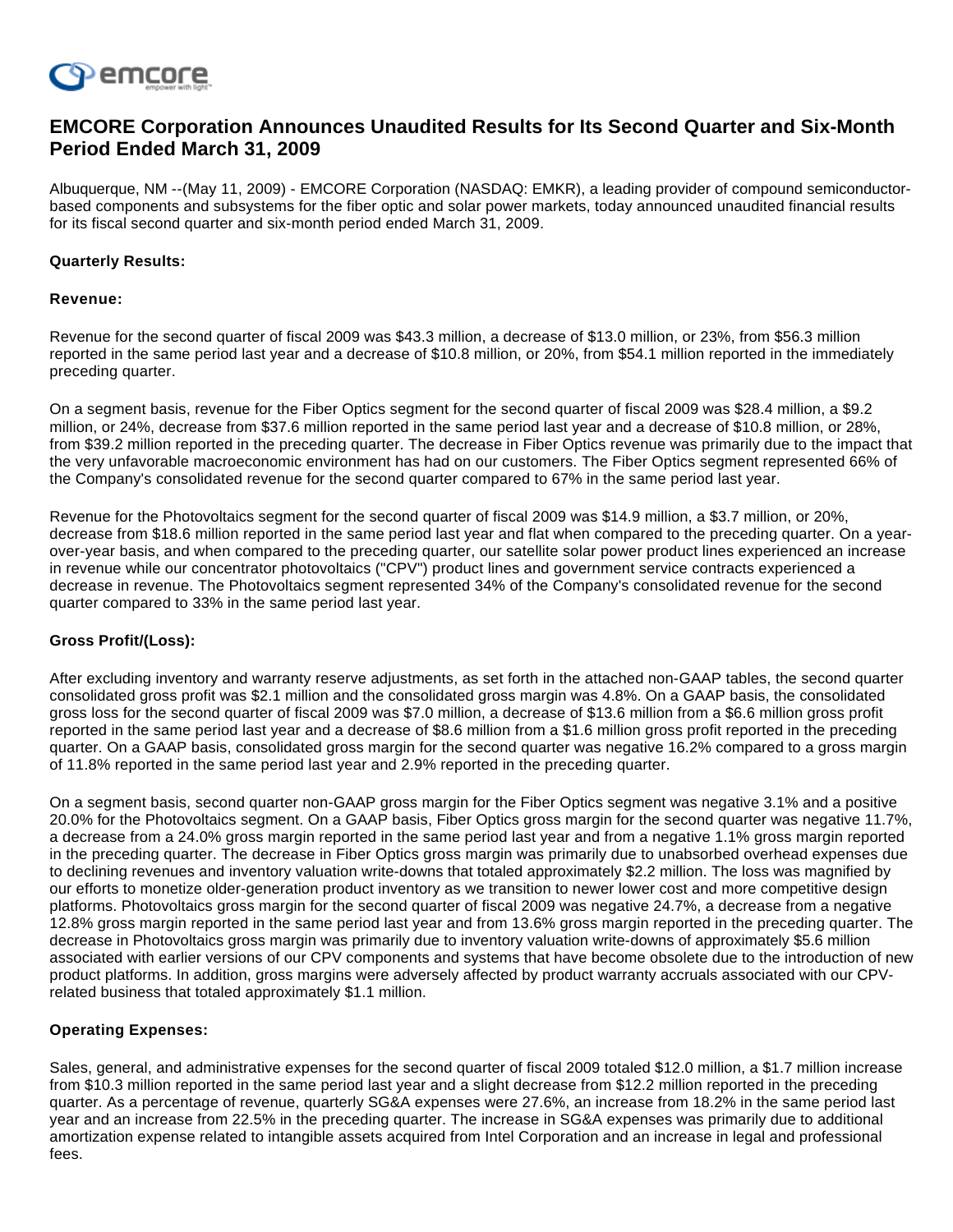# EMCORE Corporation Announces Unaudited Results for Its Second Quarter and Six-Month Period Ended March 31, 2009

Albuquerque, NM --(May 11, 2009) - EMCORE Corporation (NASDAQ: EMKR), a leading provider of compound semiconductor-based components and subsystems for the fiber optic and solar power markets, today announced unaudited financial results for its fiscal second quarter and six-month period ended March 31, 2009.

**Quarterly Results:**

**Revenue:**

Revenue for the second quarter of fiscal 2009 was $43.3 million, a decrease of $13.0 million, or 23%, from $56.3 million reported in the same period last year and a decrease of $10.8 million, or 20%, from $54.1 million reported in the immediately preceding quarter.

On a segment basis, revenue for the Fiber Optics segment for the second quarter of fiscal 2009 was $28.4 million, a $9.2 million, or 24%, decrease from $37.6 million reported in the same period last year and a decrease of $10.8 million, or 28%, from $39.2 million reported in the preceding quarter. The decrease in Fiber Optics revenue was primarily due to the impact that the very unfavorable macroeconomic environment has had on our customers. The Fiber Optics segment represented 66% of the Company's consolidated revenue for the second quarter compared to 67% in the same period last year.

Revenue for the Photovoltaics segment for the second quarter of fiscal 2009 was $14.9 million, a $3.7 million, or 20%, decrease from $18.6 million reported in the same period last year and flat when compared to the preceding quarter. On a year-over-year basis, and when compared to the preceding quarter, our satellite solar power product lines experienced an increase in revenue while our concentrator photovoltaics ("CPV") product lines and government service contracts experienced a decrease in revenue. The Photovoltaics segment represented 34% of the Company's consolidated revenue for the second quarter compared to 33% in the same period last year.

**Gross Profit/(Loss):**

After excluding inventory and warranty reserve adjustments, as set forth in the attached non-GAAP tables, the second quarter consolidated gross profit was $2.1 million and the consolidated gross margin was 4.8%. On a GAAP basis, the consolidated gross loss for the second quarter of fiscal 2009 was $7.0 million, a decrease of $13.6 million from a $6.6 million gross profit reported in the same period last year and a decrease of $8.6 million from a $1.6 million gross profit reported in the preceding quarter. On a GAAP basis, consolidated gross margin for the second quarter was negative 16.2% compared to a gross margin of 11.8% reported in the same period last year and 2.9% reported in the preceding quarter.

On a segment basis, second quarter non-GAAP gross margin for the Fiber Optics segment was negative 3.1% and a positive 20.0% for the Photovoltaics segment. On a GAAP basis, Fiber Optics gross margin for the second quarter was negative 11.7%, a decrease from a 24.0% gross margin reported in the same period last year and from a negative 1.1% gross margin reported in the preceding quarter. The decrease in Fiber Optics gross margin was primarily due to unabsorbed overhead expenses due to declining revenues and inventory valuation write-downs that totaled approximately $2.2 million. The loss was magnified by our efforts to monetize older-generation product inventory as we transition to newer lower cost and more competitive design platforms. Photovoltaics gross margin for the second quarter of fiscal 2009 was negative 24.7%, a decrease from a negative 12.8% gross margin reported in the same period last year and from 13.6% gross margin reported in the preceding quarter. The decrease in Photovoltaics gross margin was primarily due to inventory valuation write-downs of approximately $5.6 million associated with earlier versions of our CPV components and systems that have become obsolete due to the introduction of new product platforms. In addition, gross margins were adversely affected by product warranty accruals associated with our CPV-related business that totaled approximately $1.1 million.

**Operating Expenses:**

Sales, general, and administrative expenses for the second quarter of fiscal 2009 totaled $12.0 million, a $1.7 million increase from $10.3 million reported in the same period last year and a slight decrease from $12.2 million reported in the preceding quarter. As a percentage of revenue, quarterly SG&A expenses were 27.6%, an increase from 18.2% in the same period last year and an increase from 22.5% in the preceding quarter. The increase in SG&A expenses was primarily due to additional amortization expense related to intangible assets acquired from Intel Corporation and an increase in legal and professional fees.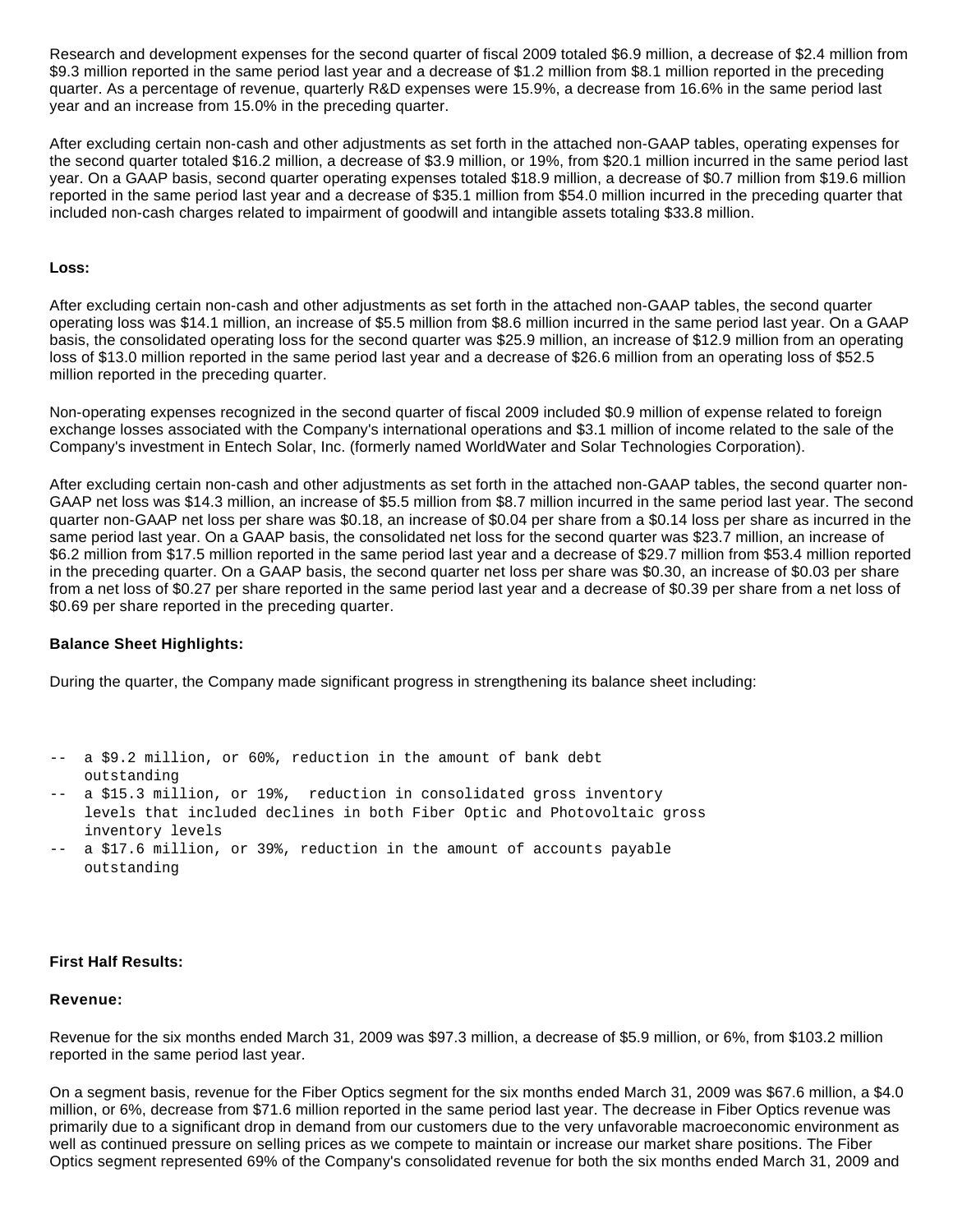Research and development expenses for the second quarter of fiscal 2009 totaled $6.9 million, a decrease of $2.4 million from $9.3 million reported in the same period last year and a decrease of $1.2 million from $8.1 million reported in the preceding quarter. As a percentage of revenue, quarterly R&D expenses were 15.9%, a decrease from 16.6% in the same period last year and an increase from 15.0% in the preceding quarter.

After excluding certain non-cash and other adjustments as set forth in the attached non-GAAP tables, operating expenses for the second quarter totaled $16.2 million, a decrease of $3.9 million, or 19%, from $20.1 million incurred in the same period last year. On a GAAP basis, second quarter operating expenses totaled $18.9 million, a decrease of $0.7 million from $19.6 million reported in the same period last year and a decrease of $35.1 million from $54.0 million incurred in the preceding quarter that included non-cash charges related to impairment of goodwill and intangible assets totaling $33.8 million.

**Loss:**

After excluding certain non-cash and other adjustments as set forth in the attached non-GAAP tables, the second quarter operating loss was $14.1 million, an increase of $5.5 million from $8.6 million incurred in the same period last year. On a GAAP basis, the consolidated operating loss for the second quarter was $25.9 million, an increase of $12.9 million from an operating loss of $13.0 million reported in the same period last year and a decrease of $26.6 million from an operating loss of $52.5 million reported in the preceding quarter.

Non-operating expenses recognized in the second quarter of fiscal 2009 included $0.9 million of expense related to foreign exchange losses associated with the Company's international operations and $3.1 million of income related to the sale of the Company's investment in Entech Solar, Inc. (formerly named WorldWater and Solar Technologies Corporation).

After excluding certain non-cash and other adjustments as set forth in the attached non-GAAP tables, the second quarter non-GAAP net loss was $14.3 million, an increase of $5.5 million from $8.7 million incurred in the same period last year. The second quarter non-GAAP net loss per share was $0.18, an increase of $0.04 per share from a $0.14 loss per share as incurred in the same period last year. On a GAAP basis, the consolidated net loss for the second quarter was $23.7 million, an increase of $6.2 million from $17.5 million reported in the same period last year and a decrease of $29.7 million from $53.4 million reported in the preceding quarter. On a GAAP basis, the second quarter net loss per share was $0.30, an increase of $0.03 per share from a net loss of $0.27 per share reported in the same period last year and a decrease of $0.39 per share from a net loss of $0.69 per share reported in the preceding quarter.

**Balance Sheet Highlights:**

During the quarter, the Company made significant progress in strengthening its balance sheet including:

- a $9.2 million, or 60%, reduction in the amount of bank debt outstanding
- a $15.3 million, or 19%, reduction in consolidated gross inventory levels that included declines in both Fiber Optic and Photovoltaic gross inventory levels
- a $17.6 million, or 39%, reduction in the amount of accounts payable outstanding

**First Half Results:**

**Revenue:**

Revenue for the six months ended March 31, 2009 was $97.3 million, a decrease of $5.9 million, or 6%, from $103.2 million reported in the same period last year.

On a segment basis, revenue for the Fiber Optics segment for the six months ended March 31, 2009 was $67.6 million, a $4.0 million, or 6%, decrease from $71.6 million reported in the same period last year. The decrease in Fiber Optics revenue was primarily due to a significant drop in demand from our customers due to the very unfavorable macroeconomic environment as well as continued pressure on selling prices as we compete to maintain or increase our market share positions. The Fiber Optics segment represented 69% of the Company's consolidated revenue for both the six months ended March 31, 2009 and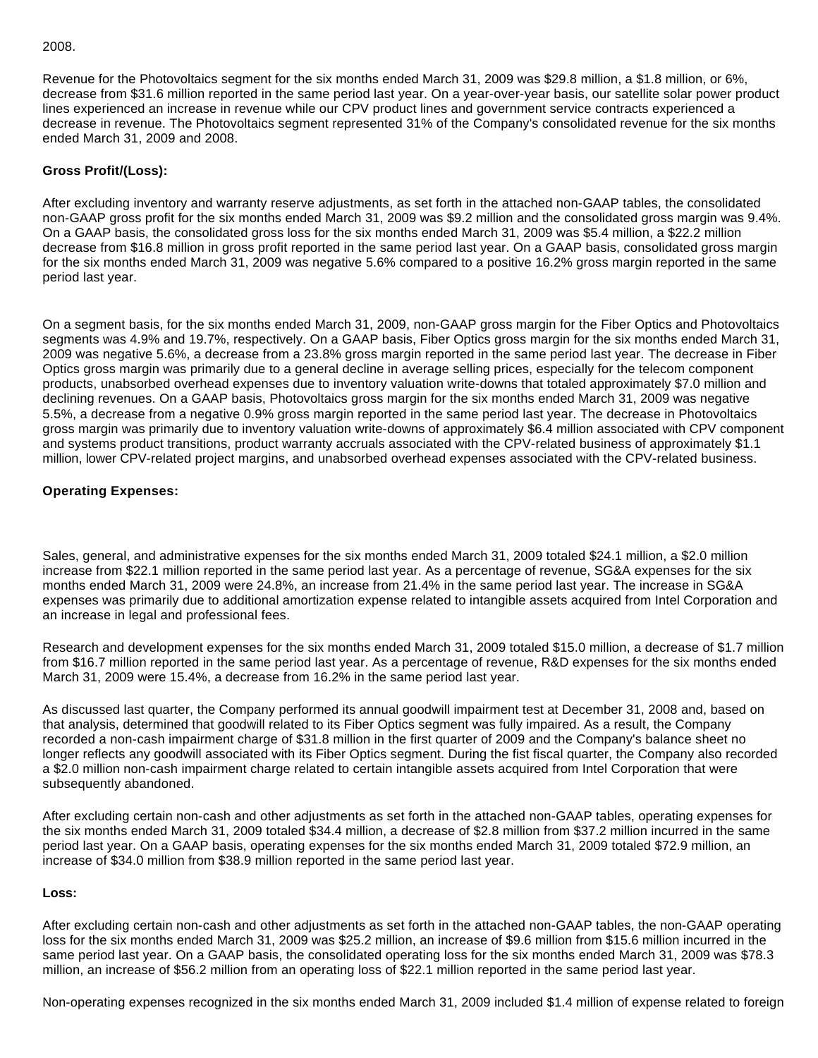2008.

Revenue for the Photovoltaics segment for the six months ended March 31, 2009 was $29.8 million, a $1.8 million, or 6%, decrease from $31.6 million reported in the same period last year. On a year-over-year basis, our satellite solar power product lines experienced an increase in revenue while our CPV product lines and government service contracts experienced a decrease in revenue. The Photovoltaics segment represented 31% of the Company's consolidated revenue for the six months ended March 31, 2009 and 2008.

**Gross Profit/(Loss):**

After excluding inventory and warranty reserve adjustments, as set forth in the attached non-GAAP tables, the consolidated non-GAAP gross profit for the six months ended March 31, 2009 was $9.2 million and the consolidated gross margin was 9.4%. On a GAAP basis, the consolidated gross loss for the six months ended March 31, 2009 was $5.4 million, a $22.2 million decrease from $16.8 million in gross profit reported in the same period last year. On a GAAP basis, consolidated gross margin for the six months ended March 31, 2009 was negative 5.6% compared to a positive 16.2% gross margin reported in the same period last year.

On a segment basis, for the six months ended March 31, 2009, non-GAAP gross margin for the Fiber Optics and Photovoltaics segments was 4.9% and 19.7%, respectively. On a GAAP basis, Fiber Optics gross margin for the six months ended March 31, 2009 was negative 5.6%, a decrease from a 23.8% gross margin reported in the same period last year. The decrease in Fiber Optics gross margin was primarily due to a general decline in average selling prices, especially for the telecom component products, unabsorbed overhead expenses due to inventory valuation write-downs that totaled approximately $7.0 million and declining revenues. On a GAAP basis, Photovoltaics gross margin for the six months ended March 31, 2009 was negative 5.5%, a decrease from a negative 0.9% gross margin reported in the same period last year. The decrease in Photovoltaics gross margin was primarily due to inventory valuation write-downs of approximately $6.4 million associated with CPV component and systems product transitions, product warranty accruals associated with the CPV-related business of approximately $1.1 million, lower CPV-related project margins, and unabsorbed overhead expenses associated with the CPV-related business.

**Operating Expenses:**

Sales, general, and administrative expenses for the six months ended March 31, 2009 totaled $24.1 million, a $2.0 million increase from $22.1 million reported in the same period last year. As a percentage of revenue, SG&A expenses for the six months ended March 31, 2009 were 24.8%, an increase from 21.4% in the same period last year. The increase in SG&A expenses was primarily due to additional amortization expense related to intangible assets acquired from Intel Corporation and an increase in legal and professional fees.

Research and development expenses for the six months ended March 31, 2009 totaled $15.0 million, a decrease of $1.7 million from $16.7 million reported in the same period last year. As a percentage of revenue, R&D expenses for the six months ended March 31, 2009 were 15.4%, a decrease from 16.2% in the same period last year.

As discussed last quarter, the Company performed its annual goodwill impairment test at December 31, 2008 and, based on that analysis, determined that goodwill related to its Fiber Optics segment was fully impaired. As a result, the Company recorded a non-cash impairment charge of $31.8 million in the first quarter of 2009 and the Company's balance sheet no longer reflects any goodwill associated with its Fiber Optics segment. During the fist fiscal quarter, the Company also recorded a $2.0 million non-cash impairment charge related to certain intangible assets acquired from Intel Corporation that were subsequently abandoned.

After excluding certain non-cash and other adjustments as set forth in the attached non-GAAP tables, operating expenses for the six months ended March 31, 2009 totaled $34.4 million, a decrease of $2.8 million from $37.2 million incurred in the same period last year. On a GAAP basis, operating expenses for the six months ended March 31, 2009 totaled $72.9 million, an increase of $34.0 million from $38.9 million reported in the same period last year.

**Loss:**

After excluding certain non-cash and other adjustments as set forth in the attached non-GAAP tables, the non-GAAP operating loss for the six months ended March 31, 2009 was $25.2 million, an increase of $9.6 million from $15.6 million incurred in the same period last year. On a GAAP basis, the consolidated operating loss for the six months ended March 31, 2009 was $78.3 million, an increase of $56.2 million from an operating loss of $22.1 million reported in the same period last year.

Non-operating expenses recognized in the six months ended March 31, 2009 included $1.4 million of expense related to foreign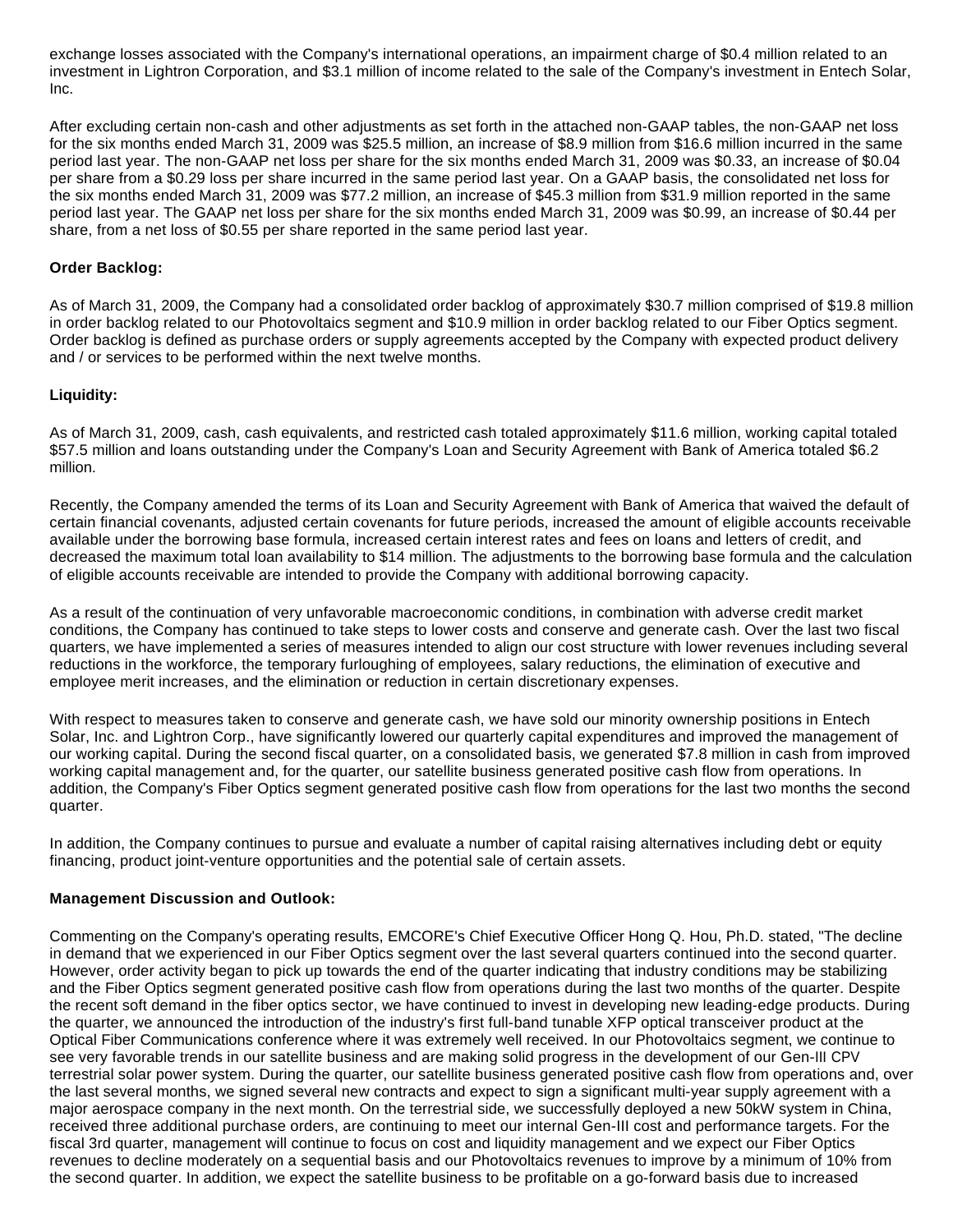exchange losses associated with the Company's international operations, an impairment charge of $0.4 million related to an investment in Lightron Corporation, and $3.1 million of income related to the sale of the Company's investment in Entech Solar, Inc.

After excluding certain non-cash and other adjustments as set forth in the attached non-GAAP tables, the non-GAAP net loss for the six months ended March 31, 2009 was $25.5 million, an increase of $8.9 million from $16.6 million incurred in the same period last year. The non-GAAP net loss per share for the six months ended March 31, 2009 was $0.33, an increase of $0.04 per share from a $0.29 loss per share incurred in the same period last year. On a GAAP basis, the consolidated net loss for the six months ended March 31, 2009 was $77.2 million, an increase of $45.3 million from $31.9 million reported in the same period last year. The GAAP net loss per share for the six months ended March 31, 2009 was $0.99, an increase of $0.44 per share, from a net loss of $0.55 per share reported in the same period last year.

**Order Backlog:**

As of March 31, 2009, the Company had a consolidated order backlog of approximately $30.7 million comprised of $19.8 million in order backlog related to our Photovoltaics segment and $10.9 million in order backlog related to our Fiber Optics segment. Order backlog is defined as purchase orders or supply agreements accepted by the Company with expected product delivery and / or services to be performed within the next twelve months.

**Liquidity:**

As of March 31, 2009, cash, cash equivalents, and restricted cash totaled approximately $11.6 million, working capital totaled $57.5 million and loans outstanding under the Company's Loan and Security Agreement with Bank of America totaled $6.2 million.

Recently, the Company amended the terms of its Loan and Security Agreement with Bank of America that waived the default of certain financial covenants, adjusted certain covenants for future periods, increased the amount of eligible accounts receivable available under the borrowing base formula, increased certain interest rates and fees on loans and letters of credit, and decreased the maximum total loan availability to $14 million. The adjustments to the borrowing base formula and the calculation of eligible accounts receivable are intended to provide the Company with additional borrowing capacity.

As a result of the continuation of very unfavorable macroeconomic conditions, in combination with adverse credit market conditions, the Company has continued to take steps to lower costs and conserve and generate cash. Over the last two fiscal quarters, we have implemented a series of measures intended to align our cost structure with lower revenues including several reductions in the workforce, the temporary furloughing of employees, salary reductions, the elimination of executive and employee merit increases, and the elimination or reduction in certain discretionary expenses.

With respect to measures taken to conserve and generate cash, we have sold our minority ownership positions in Entech Solar, Inc. and Lightron Corp., have significantly lowered our quarterly capital expenditures and improved the management of our working capital. During the second fiscal quarter, on a consolidated basis, we generated $7.8 million in cash from improved working capital management and, for the quarter, our satellite business generated positive cash flow from operations. In addition, the Company's Fiber Optics segment generated positive cash flow from operations for the last two months the second quarter.

In addition, the Company continues to pursue and evaluate a number of capital raising alternatives including debt or equity financing, product joint-venture opportunities and the potential sale of certain assets.

**Management Discussion and Outlook:**

Commenting on the Company's operating results, EMCORE's Chief Executive Officer Hong Q. Hou, Ph.D. stated, "The decline in demand that we experienced in our Fiber Optics segment over the last several quarters continued into the second quarter. However, order activity began to pick up towards the end of the quarter indicating that industry conditions may be stabilizing and the Fiber Optics segment generated positive cash flow from operations during the last two months of the quarter. Despite the recent soft demand in the fiber optics sector, we have continued to invest in developing new leading-edge products. During the quarter, we announced the introduction of the industry's first full-band tunable XFP optical transceiver product at the Optical Fiber Communications conference where it was extremely well received. In our Photovoltaics segment, we continue to see very favorable trends in our satellite business and are making solid progress in the development of our Gen-III CPV terrestrial solar power system. During the quarter, our satellite business generated positive cash flow from operations and, over the last several months, we signed several new contracts and expect to sign a significant multi-year supply agreement with a major aerospace company in the next month. On the terrestrial side, we successfully deployed a new 50kW system in China, received three additional purchase orders, are continuing to meet our internal Gen-III cost and performance targets. For the fiscal 3rd quarter, management will continue to focus on cost and liquidity management and we expect our Fiber Optics revenues to decline moderately on a sequential basis and our Photovoltaics revenues to improve by a minimum of 10% from the second quarter. In addition, we expect the satellite business to be profitable on a go-forward basis due to increased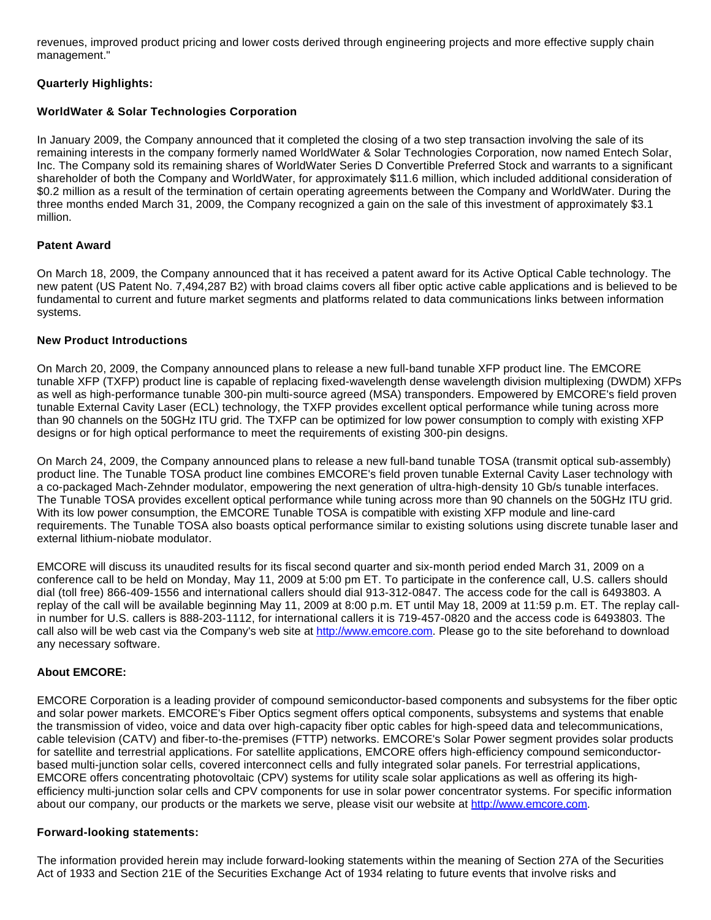revenues, improved product pricing and lower costs derived through engineering projects and more effective supply chain management."

**Quarterly Highlights:**

**WorldWater & Solar Technologies Corporation**

In January 2009, the Company announced that it completed the closing of a two step transaction involving the sale of its remaining interests in the company formerly named WorldWater & Solar Technologies Corporation, now named Entech Solar, Inc. The Company sold its remaining shares of WorldWater Series D Convertible Preferred Stock and warrants to a significant shareholder of both the Company and WorldWater, for approximately $11.6 million, which included additional consideration of $0.2 million as a result of the termination of certain operating agreements between the Company and WorldWater. During the three months ended March 31, 2009, the Company recognized a gain on the sale of this investment of approximately $3.1 million.

**Patent Award**

On March 18, 2009, the Company announced that it has received a patent award for its Active Optical Cable technology. The new patent (US Patent No. 7,494,287 B2) with broad claims covers all fiber optic active cable applications and is believed to be fundamental to current and future market segments and platforms related to data communications links between information systems.

**New Product Introductions**

On March 20, 2009, the Company announced plans to release a new full-band tunable XFP product line. The EMCORE tunable XFP (TXFP) product line is capable of replacing fixed-wavelength dense wavelength division multiplexing (DWDM) XFPs as well as high-performance tunable 300-pin multi-source agreed (MSA) transponders. Empowered by EMCORE's field proven tunable External Cavity Laser (ECL) technology, the TXFP provides excellent optical performance while tuning across more than 90 channels on the 50GHz ITU grid. The TXFP can be optimized for low power consumption to comply with existing XFP designs or for high optical performance to meet the requirements of existing 300-pin designs.

On March 24, 2009, the Company announced plans to release a new full-band tunable TOSA (transmit optical sub-assembly) product line. The Tunable TOSA product line combines EMCORE's field proven tunable External Cavity Laser technology with a co-packaged Mach-Zehnder modulator, empowering the next generation of ultra-high-density 10 Gb/s tunable interfaces. The Tunable TOSA provides excellent optical performance while tuning across more than 90 channels on the 50GHz ITU grid. With its low power consumption, the EMCORE Tunable TOSA is compatible with existing XFP module and line-card requirements. The Tunable TOSA also boasts optical performance similar to existing solutions using discrete tunable laser and external lithium-niobate modulator.

EMCORE will discuss its unaudited results for its fiscal second quarter and six-month period ended March 31, 2009 on a conference call to be held on Monday, May 11, 2009 at 5:00 pm ET. To participate in the conference call, U.S. callers should dial (toll free) 866-409-1556 and international callers should dial 913-312-0847. The access code for the call is 6493803. A replay of the call will be available beginning May 11, 2009 at 8:00 p.m. ET until May 18, 2009 at 11:59 p.m. ET. The replay call-in number for U.S. callers is 888-203-1112, for international callers it is 719-457-0820 and the access code is 6493803. The call also will be web cast via the Company's web site at http://www.emcore.com. Please go to the site beforehand to download any necessary software.

**About EMCORE:**

EMCORE Corporation is a leading provider of compound semiconductor-based components and subsystems for the fiber optic and solar power markets. EMCORE's Fiber Optics segment offers optical components, subsystems and systems that enable the transmission of video, voice and data over high-capacity fiber optic cables for high-speed data and telecommunications, cable television (CATV) and fiber-to-the-premises (FTTP) networks. EMCORE's Solar Power segment provides solar products for satellite and terrestrial applications. For satellite applications, EMCORE offers high-efficiency compound semiconductor-based multi-junction solar cells, covered interconnect cells and fully integrated solar panels. For terrestrial applications, EMCORE offers concentrating photovoltaic (CPV) systems for utility scale solar applications as well as offering its high-efficiency multi-junction solar cells and CPV components for use in solar power concentrator systems. For specific information about our company, our products or the markets we serve, please visit our website at http://www.emcore.com.

**Forward-looking statements:**

The information provided herein may include forward-looking statements within the meaning of Section 27A of the Securities Act of 1933 and Section 21E of the Securities Exchange Act of 1934 relating to future events that involve risks and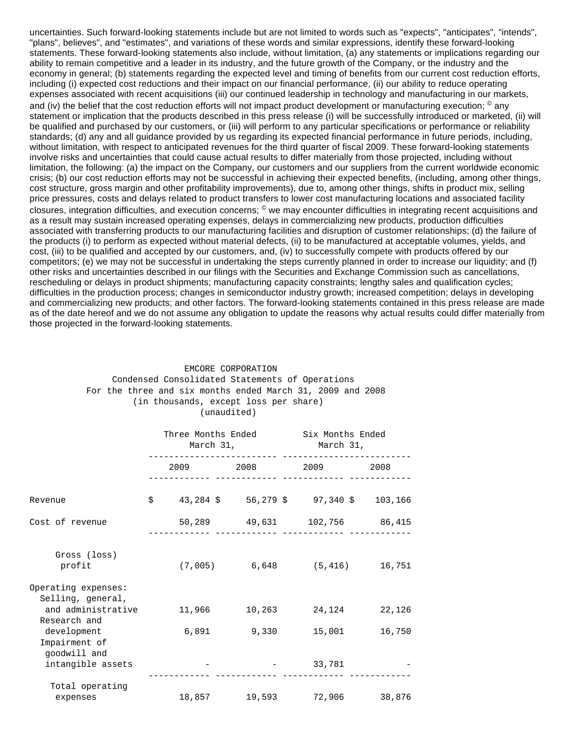uncertainties. Such forward-looking statements include but are not limited to words such as "expects", "anticipates", "intends", "plans", "believes", and "estimates", and variations of these words and similar expressions, identify these forward-looking statements. These forward-looking statements also include, without limitation, (a) any statements or implications regarding our ability to remain competitive and a leader in its industry, and the future growth of the Company, or the industry and the economy in general; (b) statements regarding the expected level and timing of benefits from our current cost reduction efforts, including (i) expected cost reductions and their impact on our financial performance, (ii) our ability to reduce operating expenses associated with recent acquisitions (iii) our continued leadership in technology and manufacturing in our markets, and (iv) the belief that the cost reduction efforts will not impact product development or manufacturing execution; © any statement or implication that the products described in this press release (i) will be successfully introduced or marketed, (ii) will be qualified and purchased by our customers, or (iii) will perform to any particular specifications or performance or reliability standards; (d) any and all guidance provided by us regarding its expected financial performance in future periods, including, without limitation, with respect to anticipated revenues for the third quarter of fiscal 2009. These forward-looking statements involve risks and uncertainties that could cause actual results to differ materially from those projected, including without limitation, the following: (a) the impact on the Company, our customers and our suppliers from the current worldwide economic crisis; (b) our cost reduction efforts may not be successful in achieving their expected benefits, (including, among other things, cost structure, gross margin and other profitability improvements), due to, among other things, shifts in product mix, selling price pressures, costs and delays related to product transfers to lower cost manufacturing locations and associated facility closures, integration difficulties, and execution concerns; © we may encounter difficulties in integrating recent acquisitions and as a result may sustain increased operating expenses, delays in commercializing new products, production difficulties associated with transferring products to our manufacturing facilities and disruption of customer relationships; (d) the failure of the products (i) to perform as expected without material defects, (ii) to be manufactured at acceptable volumes, yields, and cost, (iii) to be qualified and accepted by our customers, and, (iv) to successfully compete with products offered by our competitors; (e) we may not be successful in undertaking the steps currently planned in order to increase our liquidity; and (f) other risks and uncertainties described in our filings with the Securities and Exchange Commission such as cancellations, rescheduling or delays in product shipments; manufacturing capacity constraints; lengthy sales and qualification cycles; difficulties in the production process; changes in semiconductor industry growth; increased competition; delays in developing and commercializing new products; and other factors. The forward-looking statements contained in this press release are made as of the date hereof and we do not assume any obligation to update the reasons why actual results could differ materially from those projected in the forward-looking statements.

EMCORE CORPORATION
Condensed Consolidated Statements of Operations
For the three and six months ended March 31, 2009 and 2008
(in thousands, except loss per share)
(unaudited)

| | Three Months Ended March 31, | | Six Months Ended March 31, | |
|---|---|---|---|---|
| | 2009 | 2008 | 2009 | 2008 |
| Revenue | $ 43,284 | $ 56,279 | $ 97,340 | $ 103,166 |
| Cost of revenue | 50,289 | 49,631 | 102,756 | 86,415 |
| Gross (loss) profit | (7,005) | 6,648 | (5,416) | 16,751 |
| Operating expenses: | | | | |
| Selling, general, and administrative | 11,966 | 10,263 | 24,124 | 22,126 |
| Research and development | 6,891 | 9,330 | 15,001 | 16,750 |
| Impairment of goodwill and intangible assets | - | - | 33,781 | - |
| Total operating expenses | 18,857 | 19,593 | 72,906 | 38,876 |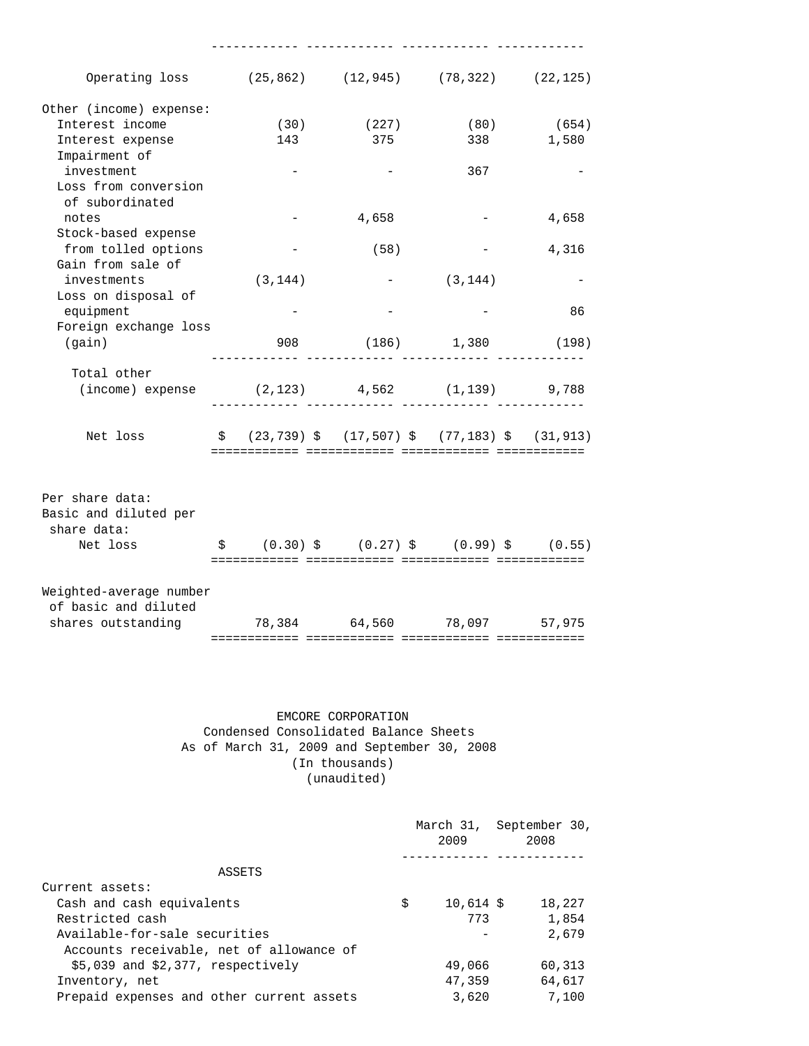| | | | | |
|---|---|---|---|---|
| Operating loss | (25,862) | (12,945) | (78,322) | (22,125) |
| Other (income) expense: | | | | |
| Interest income | (30) | (227) | (80) | (654) |
| Interest expense | 143 | 375 | 338 | 1,580 |
| Impairment of investment | - | - | 367 | - |
| Loss from conversion of subordinated notes | - | 4,658 | - | 4,658 |
| Stock-based expense from tolled options | - | (58) | - | 4,316 |
| Gain from sale of investments | (3,144) | - | (3,144) | - |
| Loss on disposal of equipment | - | - | - | 86 |
| Foreign exchange loss (gain) | 908 | (186) | 1,380 | (198) |
| Total other (income) expense | (2,123) | 4,562 | (1,139) | 9,788 |
| Net loss | $ (23,739) | $ (17,507) | $ (77,183) | $ (31,913) |
| Per share data: | | | | |
| Basic and diluted per share data: | | | | |
| Net loss | $ (0.30) | $ (0.27) | $ (0.99) | $ (0.55) |
| Weighted-average number of basic and diluted shares outstanding | 78,384 | 64,560 | 78,097 | 57,975 |

EMCORE CORPORATION
Condensed Consolidated Balance Sheets
As of March 31, 2009 and September 30, 2008
(In thousands)
(unaudited)

| | March 31, 2009 | September 30, 2008 |
|---|---|---|
| ASSETS | | |
| Current assets: | | |
| Cash and cash equivalents | $ 10,614 | $ 18,227 |
| Restricted cash | 773 | 1,854 |
| Available-for-sale securities | - | 2,679 |
| Accounts receivable, net of allowance of $5,039 and $2,377, respectively | 49,066 | 60,313 |
| Inventory, net | 47,359 | 64,617 |
| Prepaid expenses and other current assets | 3,620 | 7,100 |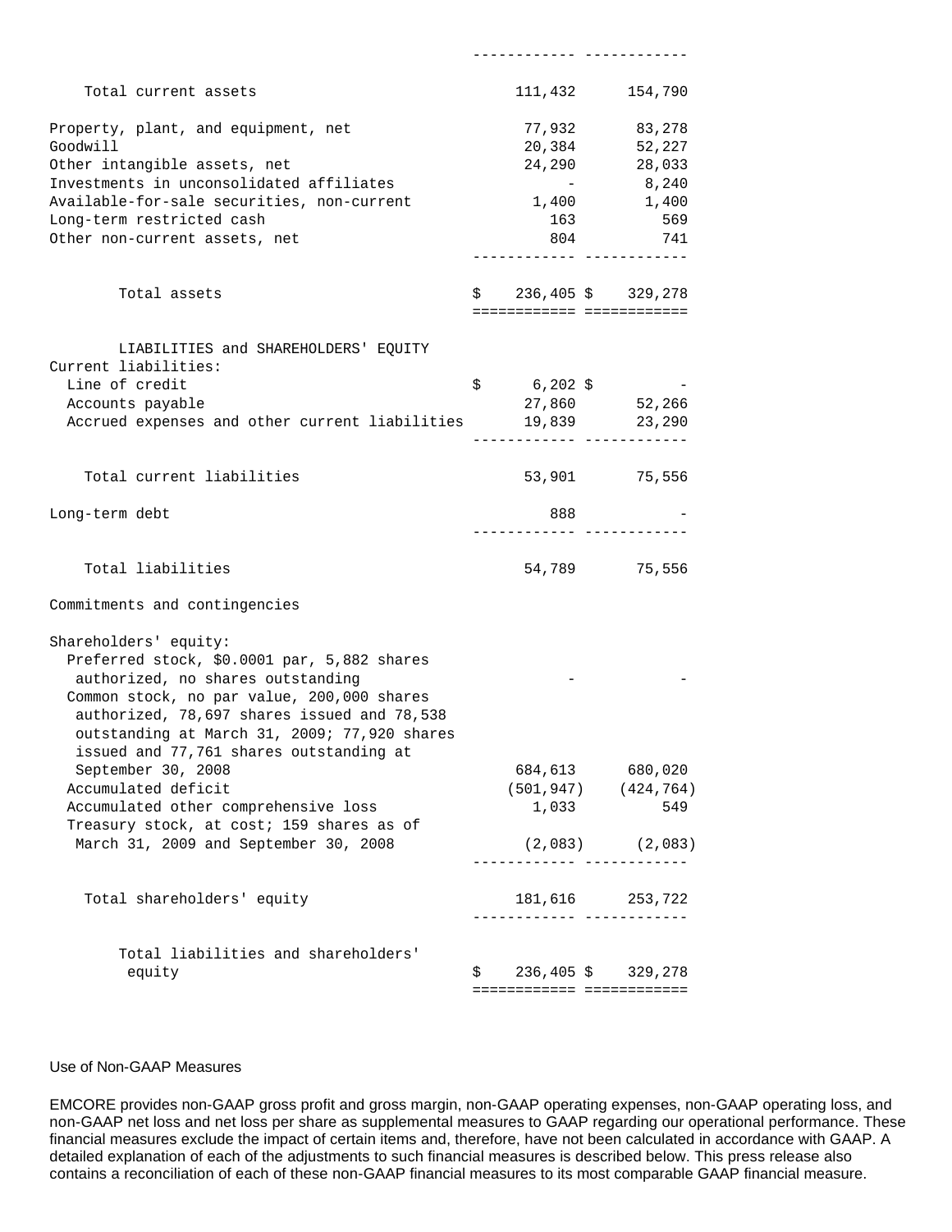| | | |
|---|---|---|
| Total current assets | 111,432 | 154,790 |
| Property, plant, and equipment, net | 77,932 | 83,278 |
| Goodwill | 20,384 | 52,227 |
| Other intangible assets, net | 24,290 | 28,033 |
| Investments in unconsolidated affiliates | - | 8,240 |
| Available-for-sale securities, non-current | 1,400 | 1,400 |
| Long-term restricted cash | 163 | 569 |
| Other non-current assets, net | 804 | 741 |
| Total assets | $ 236,405 | $ 329,278 |
| LIABILITIES and SHAREHOLDERS' EQUITY | | |
| Current liabilities: | | |
| Line of credit | $ 6,202 | $ - |
| Accounts payable | 27,860 | 52,266 |
| Accrued expenses and other current liabilities | 19,839 | 23,290 |
| Total current liabilities | 53,901 | 75,556 |
| Long-term debt | 888 | - |
| Total liabilities | 54,789 | 75,556 |
| Commitments and contingencies | | |
| Shareholders' equity: | | |
| Preferred stock, $0.0001 par, 5,882 shares authorized, no shares outstanding | - | - |
| Common stock, no par value, 200,000 shares authorized, 78,697 shares issued and 78,538 outstanding at March 31, 2009; 77,920 shares issued and 77,761 shares outstanding at September 30, 2008 | 684,613 | 680,020 |
| Accumulated deficit | (501,947) | (424,764) |
| Accumulated other comprehensive loss | 1,033 | 549 |
| Treasury stock, at cost; 159 shares as of March 31, 2009 and September 30, 2008 | (2,083) | (2,083) |
| Total shareholders' equity | 181,616 | 253,722 |
| Total liabilities and shareholders' equity | $ 236,405 | $ 329,278 |

Use of Non-GAAP Measures

EMCORE provides non-GAAP gross profit and gross margin, non-GAAP operating expenses, non-GAAP operating loss, and non-GAAP net loss and net loss per share as supplemental measures to GAAP regarding our operational performance. These financial measures exclude the impact of certain items and, therefore, have not been calculated in accordance with GAAP. A detailed explanation of each of the adjustments to such financial measures is described below. This press release also contains a reconciliation of each of these non-GAAP financial measures to its most comparable GAAP financial measure.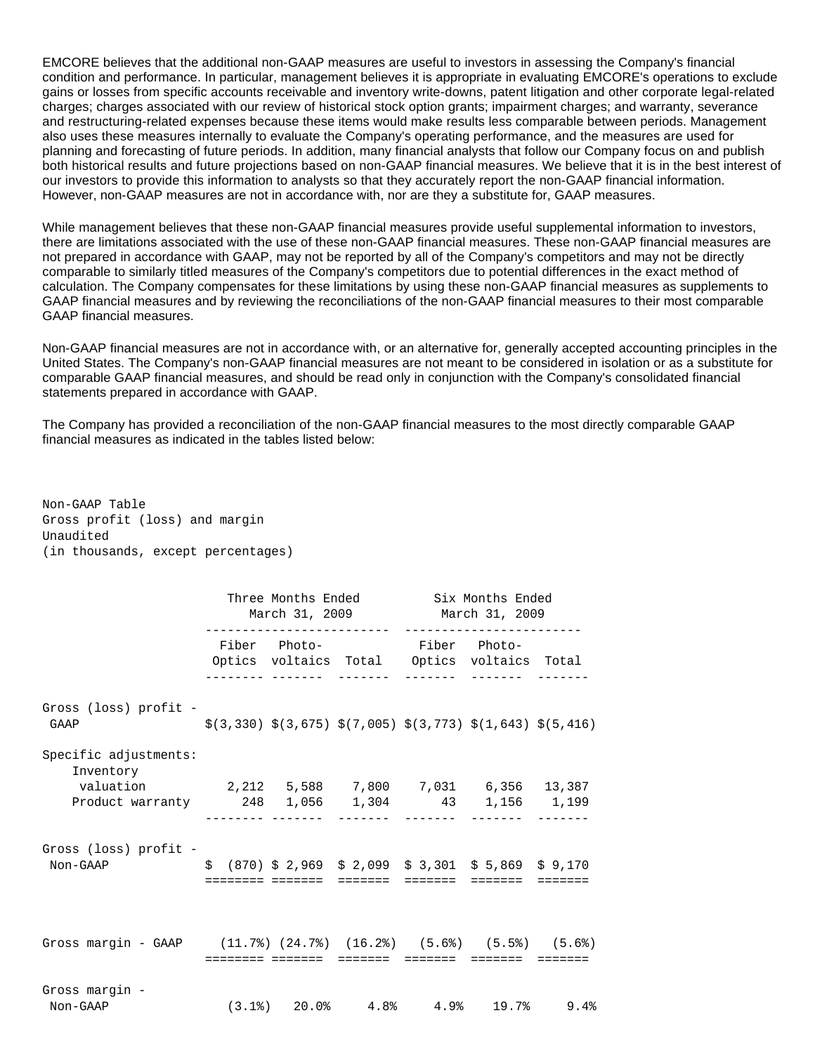EMCORE believes that the additional non-GAAP measures are useful to investors in assessing the Company's financial condition and performance. In particular, management believes it is appropriate in evaluating EMCORE's operations to exclude gains or losses from specific accounts receivable and inventory write-downs, patent litigation and other corporate legal-related charges; charges associated with our review of historical stock option grants; impairment charges; and warranty, severance and restructuring-related expenses because these items would make results less comparable between periods. Management also uses these measures internally to evaluate the Company's operating performance, and the measures are used for planning and forecasting of future periods. In addition, many financial analysts that follow our Company focus on and publish both historical results and future projections based on non-GAAP financial measures. We believe that it is in the best interest of our investors to provide this information to analysts so that they accurately report the non-GAAP financial information. However, non-GAAP measures are not in accordance with, nor are they a substitute for, GAAP measures.

While management believes that these non-GAAP financial measures provide useful supplemental information to investors, there are limitations associated with the use of these non-GAAP financial measures. These non-GAAP financial measures are not prepared in accordance with GAAP, may not be reported by all of the Company's competitors and may not be directly comparable to similarly titled measures of the Company's competitors due to potential differences in the exact method of calculation. The Company compensates for these limitations by using these non-GAAP financial measures as supplements to GAAP financial measures and by reviewing the reconciliations of the non-GAAP financial measures to their most comparable GAAP financial measures.

Non-GAAP financial measures are not in accordance with, or an alternative for, generally accepted accounting principles in the United States. The Company's non-GAAP financial measures are not meant to be considered in isolation or as a substitute for comparable GAAP financial measures, and should be read only in conjunction with the Company's consolidated financial statements prepared in accordance with GAAP.

The Company has provided a reconciliation of the non-GAAP financial measures to the most directly comparable GAAP financial measures as indicated in the tables listed below:

Non-GAAP Table
Gross profit (loss) and margin
Unaudited
(in thousands, except percentages)

| | Three Months Ended March 31, 2009 | | | Six Months Ended March 31, 2009 | | |
|---|---|---|---|---|---|---|
| | Fiber Optics | Photo-voltaics | Total | Fiber Optics | Photo-voltaics | Total |
| Gross (loss) profit - GAAP | $(3,330) | $(3,675) | $(7,005) | $(3,773) | $(1,643) | $(5,416) |
| Specific adjustments: | | | | | | |
| Inventory valuation | 2,212 | 5,588 | 7,800 | 7,031 | 6,356 | 13,387 |
| Product warranty | 248 | 1,056 | 1,304 | 43 | 1,156 | 1,199 |
| Gross (loss) profit - Non-GAAP | $ (870) | $ 2,969 | $ 2,099 | $ 3,301 | $ 5,869 | $ 9,170 |
| Gross margin - GAAP | (11.7%) | (24.7%) | (16.2%) | (5.6%) | (5.5%) | (5.6%) |
| Gross margin - Non-GAAP | (3.1%) | 20.0% | 4.8% | 4.9% | 19.7% | 9.4% |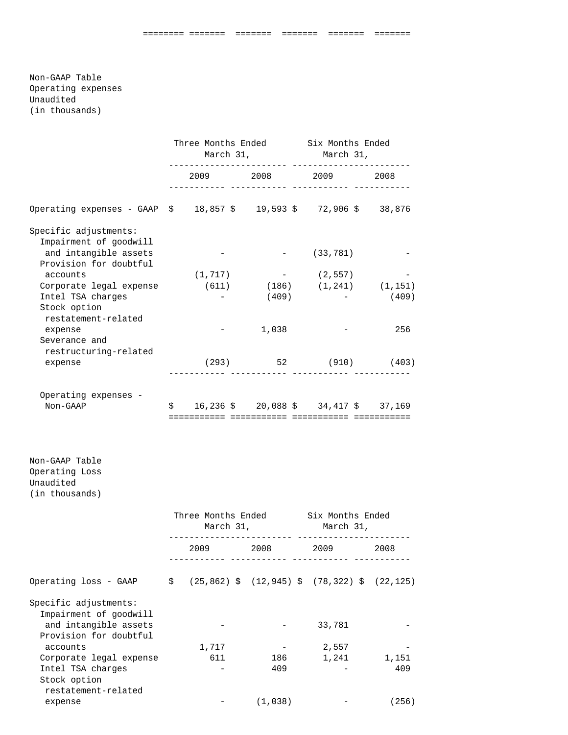Non-GAAP Table
Operating expenses
Unaudited
(in thousands)

| | Three Months Ended March 31, | | Six Months Ended March 31, | |
|---|---|---|---|---|
| | 2009 | 2008 | 2009 | 2008 |
| Operating expenses - GAAP | $ 18,857 | $ 19,593 | $ 72,906 | $ 38,876 |
| Specific adjustments: | | | | |
| Impairment of goodwill and intangible assets | - | - | (33,781) | - |
| Provision for doubtful accounts | (1,717) | - | (2,557) | - |
| Corporate legal expense | (611) | (186) | (1,241) | (1,151) |
| Intel TSA charges | - | (409) | - | (409) |
| Stock option restatement-related expense | - | 1,038 | - | 256 |
| Severance and restructuring-related expense | (293) | 52 | (910) | (403) |
| Operating expenses - Non-GAAP | $ 16,236 | $ 20,088 | $ 34,417 | $ 37,169 |

Non-GAAP Table
Operating Loss
Unaudited
(in thousands)

| | Three Months Ended March 31, | | Six Months Ended March 31, | |
|---|---|---|---|---|
| | 2009 | 2008 | 2009 | 2008 |
| Operating loss - GAAP | $ (25,862) | $ (12,945) | $ (78,322) | $ (22,125) |
| Specific adjustments: | | | | |
| Impairment of goodwill and intangible assets | - | - | 33,781 | - |
| Provision for doubtful accounts | 1,717 | - | 2,557 | - |
| Corporate legal expense | 611 | 186 | 1,241 | 1,151 |
| Intel TSA charges | - | 409 | - | 409 |
| Stock option restatement-related expense | - | (1,038) | - | (256) |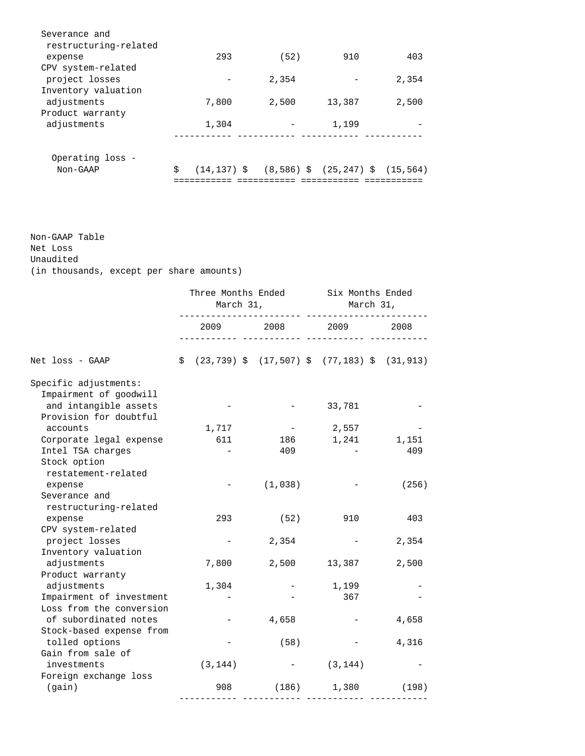| | | | | |
|---|---|---|---|---|
| Severance and restructuring-related expense | 293 | (52) | 910 | 403 |
| CPV system-related project losses | - | 2,354 | - | 2,354 |
| Inventory valuation adjustments | 7,800 | 2,500 | 13,387 | 2,500 |
| Product warranty adjustments | 1,304 | - | 1,199 | - |
| Operating loss - Non-GAAP | $ (14,137) | $ (8,586) | $ (25,247) | $ (15,564) |

Non-GAAP Table
Net Loss
Unaudited
(in thousands, except per share amounts)

| | Three Months Ended March 31, | | Six Months Ended March 31, | |
|---|---|---|---|---|
| | 2009 | 2008 | 2009 | 2008 |
| Net loss - GAAP | $ (23,739) | $ (17,507) | $ (77,183) | $ (31,913) |
| Specific adjustments: | | | | |
| Impairment of goodwill and intangible assets | - | - | 33,781 | - |
| Provision for doubtful accounts | 1,717 | - | 2,557 | - |
| Corporate legal expense | 611 | 186 | 1,241 | 1,151 |
| Intel TSA charges | - | 409 | - | 409 |
| Stock option restatement-related expense | - | (1,038) | - | (256) |
| Severance and restructuring-related expense | 293 | (52) | 910 | 403 |
| CPV system-related project losses | - | 2,354 | - | 2,354 |
| Inventory valuation adjustments | 7,800 | 2,500 | 13,387 | 2,500 |
| Product warranty adjustments | 1,304 | - | 1,199 | - |
| Impairment of investment | - | - | 367 | - |
| Loss from the conversion of subordinated notes | - | 4,658 | - | 4,658 |
| Stock-based expense from tolled options | - | (58) | - | 4,316 |
| Gain from sale of investments | (3,144) | - | (3,144) | - |
| Foreign exchange loss (gain) | 908 | (186) | 1,380 | (198) |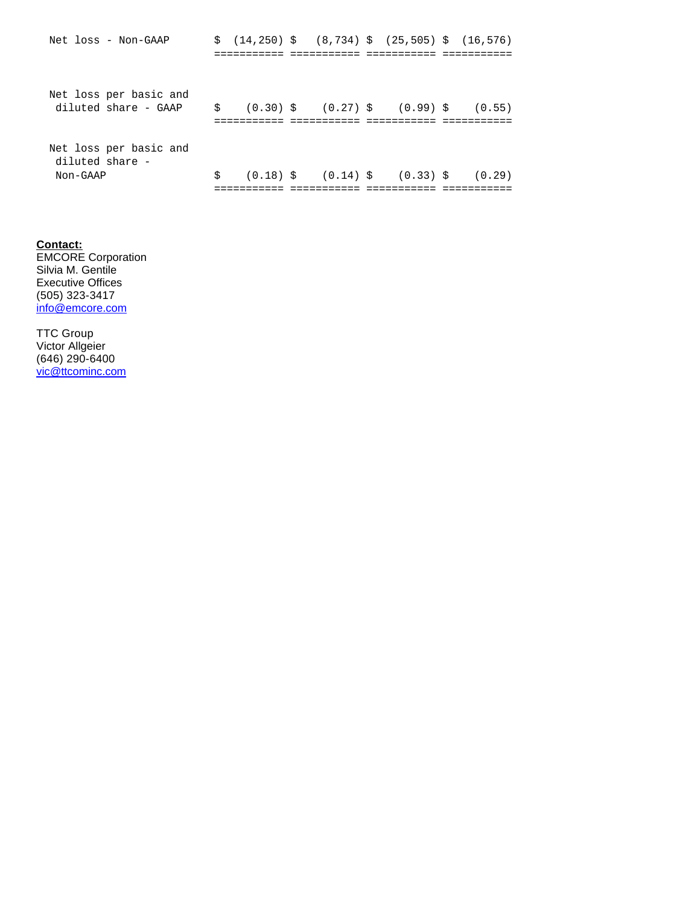| | | | | |
|---|---|---|---|---|
| Net loss - Non-GAAP | $ (14,250) | $ (8,734) | $ (25,505) | $ (16,576) |
| Net loss per basic and diluted share - GAAP | $ (0.30) | $ (0.27) | $ (0.99) | $ (0.55) |
| Net loss per basic and diluted share - Non-GAAP | $ (0.18) | $ (0.14) | $ (0.33) | $ (0.29) |

**Contact:**
EMCORE Corporation
Silvia M. Gentile
Executive Offices
(505) 323-3417
info@emcore.com

TTC Group
Victor Allgeier
(646) 290-6400
vic@ttcominc.com